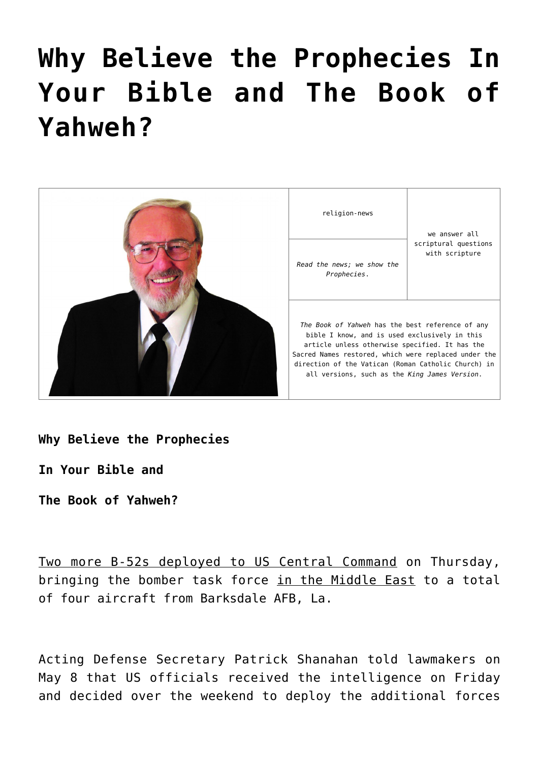# Why Believe the Prophecies In Your Bible and The Book of Yahweh?

| | religion-news | we answer all scriptural questions with scripture |
|---|---|---|
| | *Read the news; we show the Prophecies.* | |
| | *The Book of Yahweh* has the best reference of any bible I know, and is used exclusively in this article unless otherwise specified. It has the Sacred Names restored, which were replaced under the direction of the Vatican (Roman Catholic Church) in all versions, such as the *King James Version*. | |

**Why Believe the Prophecies**

**In Your Bible and**

**The Book of Yahweh?**

Two more B-52s deployed to US Central Command on Thursday, bringing the bomber task force in the Middle East to a total of four aircraft from Barksdale AFB, La.

Acting Defense Secretary Patrick Shanahan told lawmakers on May 8 that US officials received the intelligence on Friday and decided over the weekend to deploy the additional forces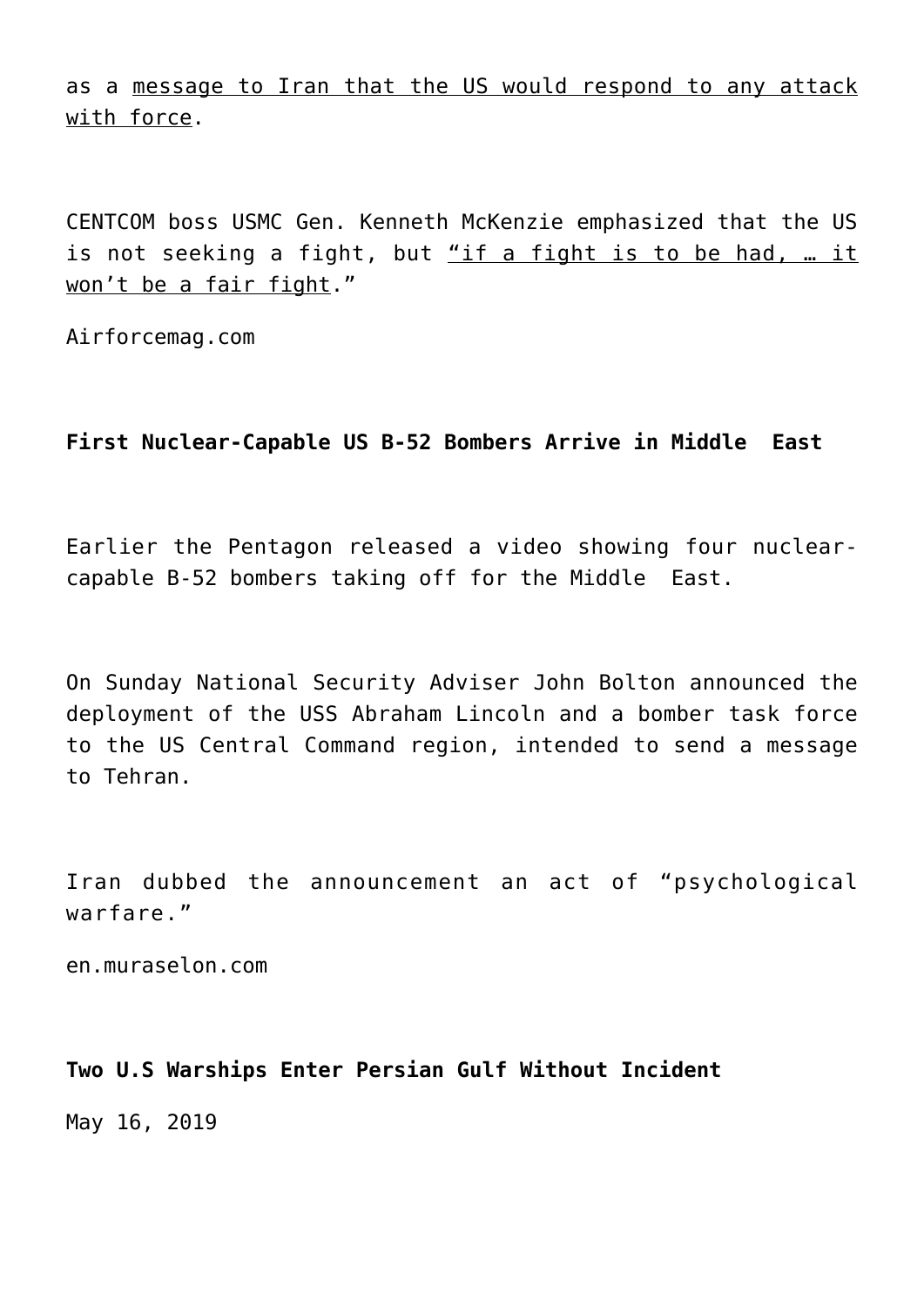as a message to Iran that the US would respond to any attack with force.

CENTCOM boss USMC Gen. Kenneth McKenzie emphasized that the US is not seeking a fight, but "if a fight is to be had, … it won't be a fair fight."

Airforcemag.com

**First Nuclear-Capable US B-52 Bombers Arrive in Middle East**

Earlier the Pentagon released a video showing four nuclear-capable B-52 bombers taking off for the Middle East.

On Sunday National Security Adviser John Bolton announced the deployment of the USS Abraham Lincoln and a bomber task force to the US Central Command region, intended to send a message to Tehran.

Iran dubbed the announcement an act of "psychological warfare."

en.muraselon.com

**Two U.S Warships Enter Persian Gulf Without Incident**

May 16, 2019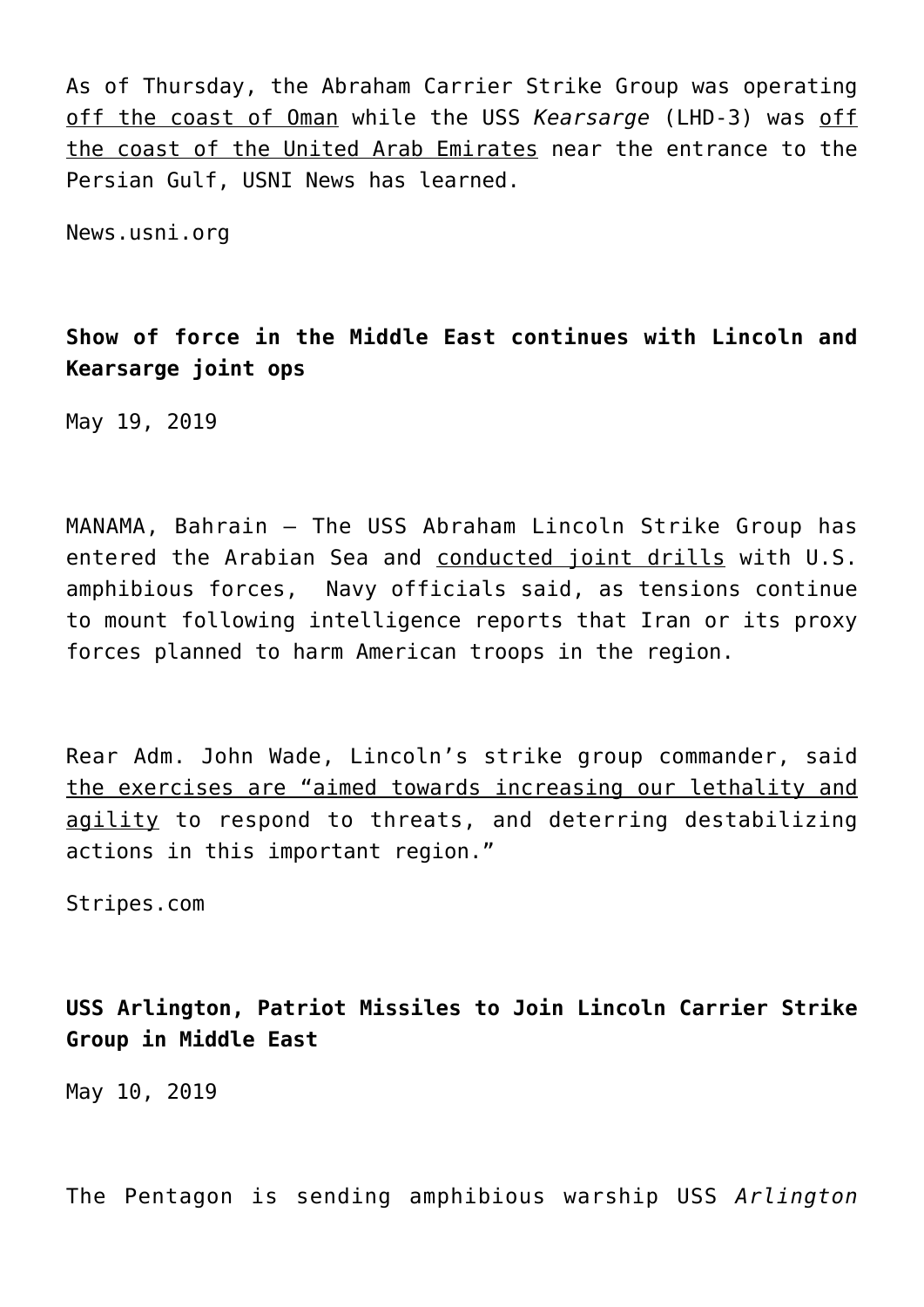As of Thursday, the Abraham Carrier Strike Group was operating off the coast of Oman while the USS *Kearsarge* (LHD-3) was off the coast of the United Arab Emirates near the entrance to the Persian Gulf, USNI News has learned.

News.usni.org

**Show of force in the Middle East continues with Lincoln and Kearsarge joint ops**

May 19, 2019

MANAMA, Bahrain — The USS Abraham Lincoln Strike Group has entered the Arabian Sea and conducted joint drills with U.S. amphibious forces, Navy officials said, as tensions continue to mount following intelligence reports that Iran or its proxy forces planned to harm American troops in the region.

Rear Adm. John Wade, Lincoln's strike group commander, said the exercises are "aimed towards increasing our lethality and agility to respond to threats, and deterring destabilizing actions in this important region."

Stripes.com

**USS Arlington, Patriot Missiles to Join Lincoln Carrier Strike Group in Middle East**

May 10, 2019

The Pentagon is sending amphibious warship USS *Arlington*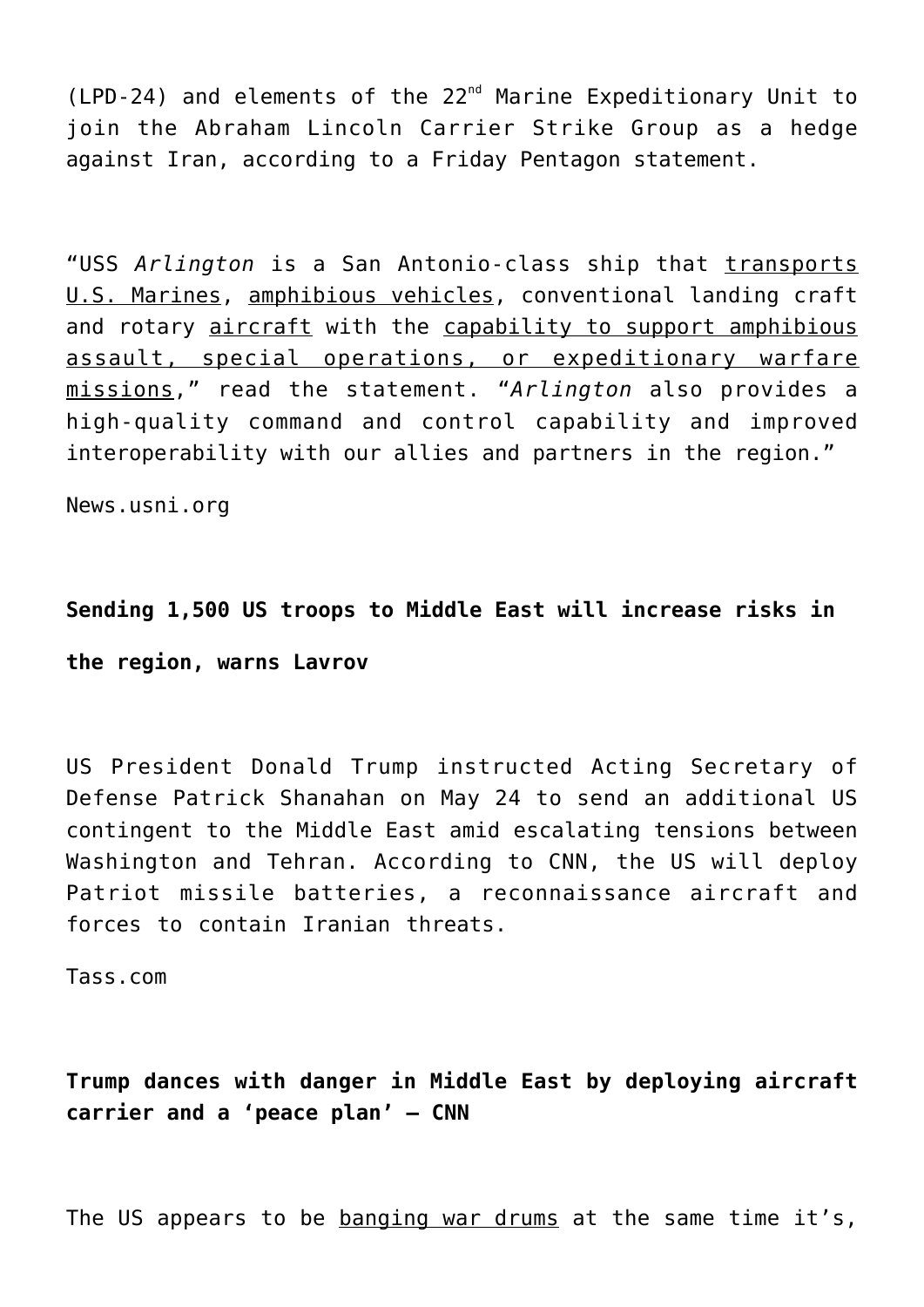(LPD-24) and elements of the 22[nd] Marine Expeditionary Unit to join the Abraham Lincoln Carrier Strike Group as a hedge against Iran, according to a Friday Pentagon statement.

"USS *Arlington* is a San Antonio-class ship that transports U.S. Marines, amphibious vehicles, conventional landing craft and rotary aircraft with the capability to support amphibious assault, special operations, or expeditionary warfare missions," read the statement. "*Arlington* also provides a high-quality command and control capability and improved interoperability with our allies and partners in the region."

News.usni.org

**Sending 1,500 US troops to Middle East will increase risks in the region, warns Lavrov**

US President Donald Trump instructed Acting Secretary of Defense Patrick Shanahan on May 24 to send an additional US contingent to the Middle East amid escalating tensions between Washington and Tehran. According to CNN, the US will deploy Patriot missile batteries, a reconnaissance aircraft and forces to contain Iranian threats.

Tass.com

**Trump dances with danger in Middle East by deploying aircraft carrier and a 'peace plan' – CNN**

The US appears to be banging war drums at the same time it's,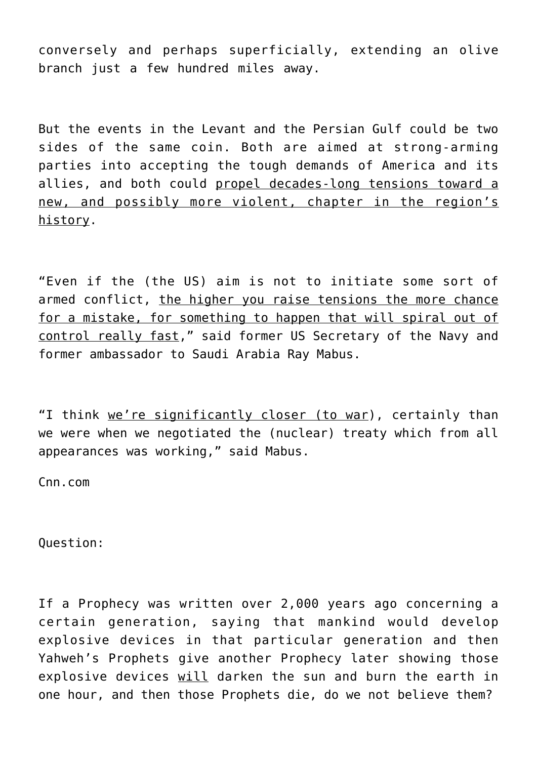conversely and perhaps superficially, extending an olive branch just a few hundred miles away.

But the events in the Levant and the Persian Gulf could be two sides of the same coin. Both are aimed at strong-arming parties into accepting the tough demands of America and its allies, and both could <u>propel decades-long tensions toward a new, and possibly more violent, chapter in the region's history</u>.

"Even if the (the US) aim is not to initiate some sort of armed conflict, <u>the higher you raise tensions the more chance for a mistake, for something to happen that will spiral out of control really fast</u>," said former US Secretary of the Navy and former ambassador to Saudi Arabia Ray Mabus.

"I think <u>we're significantly closer (to war)</u>, certainly than we were when we negotiated the (nuclear) treaty which from all appearances was working," said Mabus.

Cnn.com

Question:

If a Prophecy was written over 2,000 years ago concerning a certain generation, saying that mankind would develop explosive devices in that particular generation and then Yahweh's Prophets give another Prophecy later showing those explosive devices <u>will</u> darken the sun and burn the earth in one hour, and then those Prophets die, do we not believe them?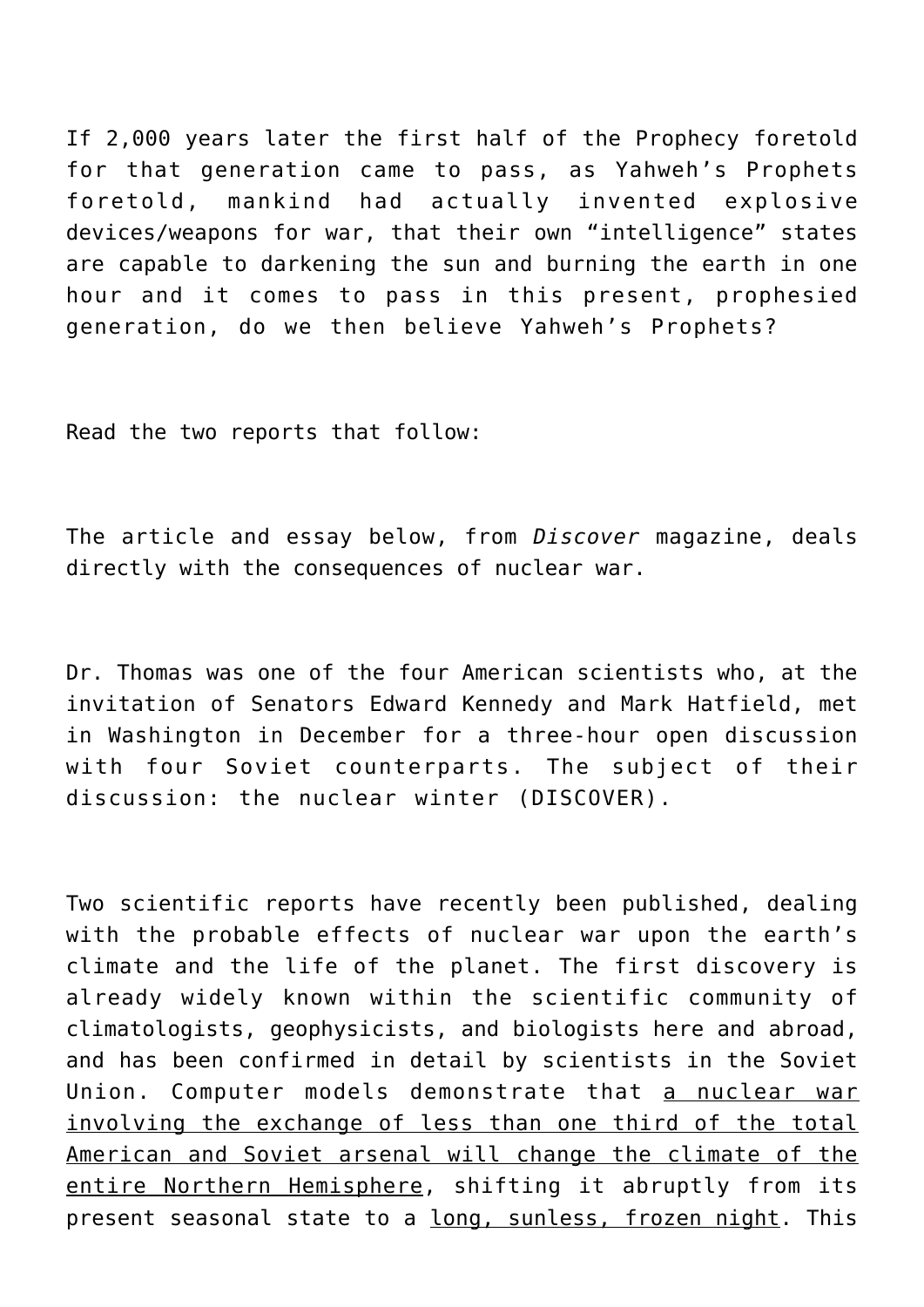If 2,000 years later the first half of the Prophecy foretold for that generation came to pass, as Yahweh's Prophets foretold, mankind had actually invented explosive devices/weapons for war, that their own "intelligence" states are capable to darkening the sun and burning the earth in one hour and it comes to pass in this present, prophesied generation, do we then believe Yahweh's Prophets?

Read the two reports that follow:

The article and essay below, from *Discover* magazine, deals directly with the consequences of nuclear war.

Dr. Thomas was one of the four American scientists who, at the invitation of Senators Edward Kennedy and Mark Hatfield, met in Washington in December for a three-hour open discussion with four Soviet counterparts. The subject of their discussion: the nuclear winter (DISCOVER).

Two scientific reports have recently been published, dealing with the probable effects of nuclear war upon the earth's climate and the life of the planet. The first discovery is already widely known within the scientific community of climatologists, geophysicists, and biologists here and abroad, and has been confirmed in detail by scientists in the Soviet Union. Computer models demonstrate that <u>a nuclear war involving the exchange of less than one third of the total American and Soviet arsenal will change the climate of the entire Northern Hemisphere</u>, shifting it abruptly from its present seasonal state to a <u>long, sunless, frozen night</u>. This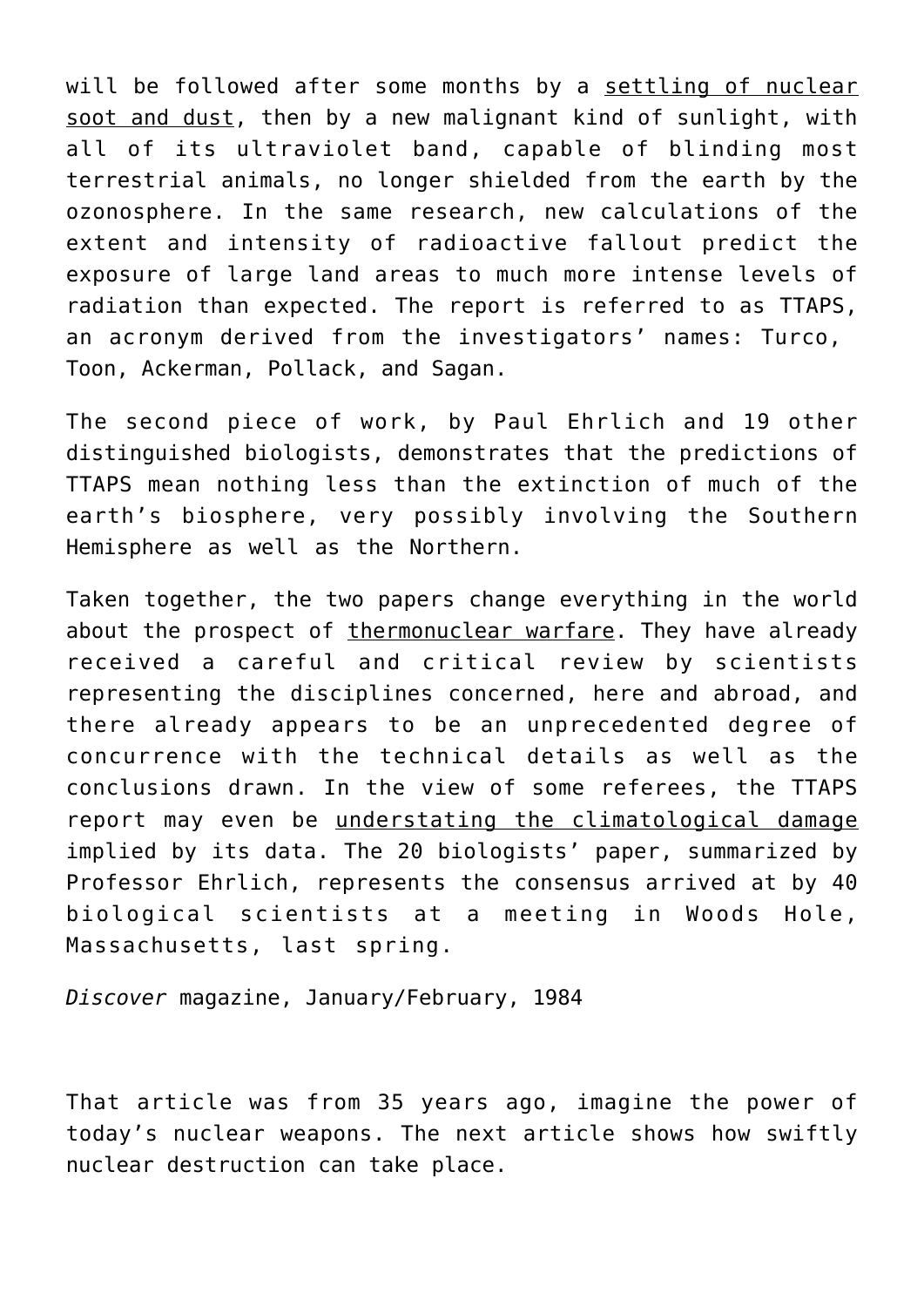will be followed after some months by a settling of nuclear soot and dust, then by a new malignant kind of sunlight, with all of its ultraviolet band, capable of blinding most terrestrial animals, no longer shielded from the earth by the ozonosphere. In the same research, new calculations of the extent and intensity of radioactive fallout predict the exposure of large land areas to much more intense levels of radiation than expected. The report is referred to as TTAPS, an acronym derived from the investigators' names: Turco, Toon, Ackerman, Pollack, and Sagan.

The second piece of work, by Paul Ehrlich and 19 other distinguished biologists, demonstrates that the predictions of TTAPS mean nothing less than the extinction of much of the earth's biosphere, very possibly involving the Southern Hemisphere as well as the Northern.

Taken together, the two papers change everything in the world about the prospect of thermonuclear warfare. They have already received a careful and critical review by scientists representing the disciplines concerned, here and abroad, and there already appears to be an unprecedented degree of concurrence with the technical details as well as the conclusions drawn. In the view of some referees, the TTAPS report may even be understating the climatological damage implied by its data. The 20 biologists' paper, summarized by Professor Ehrlich, represents the consensus arrived at by 40 biological scientists at a meeting in Woods Hole, Massachusetts, last spring.

*Discover* magazine, January/February, 1984

That article was from 35 years ago, imagine the power of today's nuclear weapons. The next article shows how swiftly nuclear destruction can take place.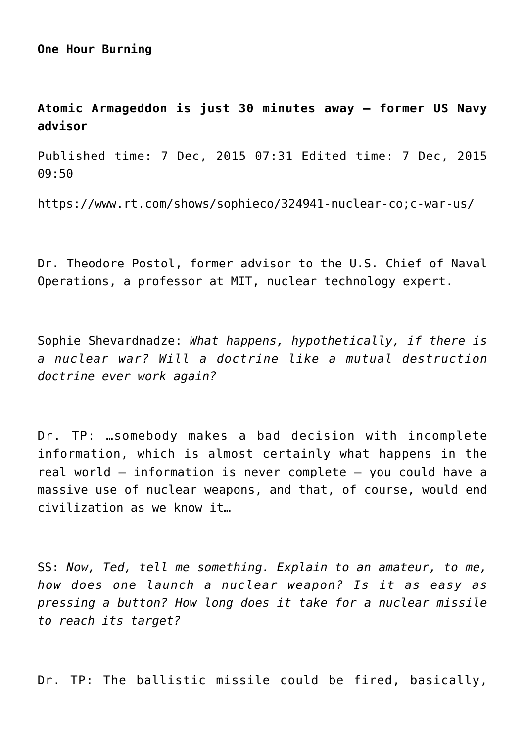**One Hour Burning**

**Atomic Armageddon is just 30 minutes away – former US Navy advisor**

Published time: 7 Dec, 2015 07:31 Edited time: 7 Dec, 2015 09:50

https://www.rt.com/shows/sophieco/324941-nuclear-co;c-war-us/

Dr. Theodore Postol, former advisor to the U.S. Chief of Naval Operations, a professor at MIT, nuclear technology expert.

Sophie Shevardnadze: *What happens, hypothetically, if there is a nuclear war? Will a doctrine like a mutual destruction doctrine ever work again?*

Dr. TP: …somebody makes a bad decision with incomplete information, which is almost certainly what happens in the real world – information is never complete – you could have a massive use of nuclear weapons, and that, of course, would end civilization as we know it…

SS: *Now, Ted, tell me something. Explain to an amateur, to me, how does one launch a nuclear weapon? Is it as easy as pressing a button? How long does it take for a nuclear missile to reach its target?*

Dr. TP: The ballistic missile could be fired, basically,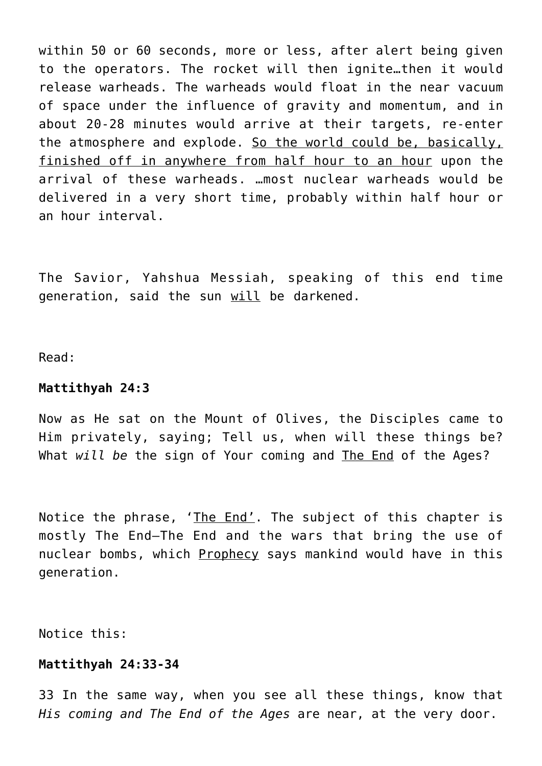within 50 or 60 seconds, more or less, after alert being given to the operators. The rocket will then ignite…then it would release warheads. The warheads would float in the near vacuum of space under the influence of gravity and momentum, and in about 20-28 minutes would arrive at their targets, re-enter the atmosphere and explode. <u>So the world could be, basically, finished off in anywhere from half hour to an hour</u> upon the arrival of these warheads. …most nuclear warheads would be delivered in a very short time, probably within half hour or an hour interval.

The Savior, Yahshua Messiah, speaking of this end time generation, said the sun <u>will</u> be darkened.

Read:

**Mattithyah 24:3**

Now as He sat on the Mount of Olives, the Disciples came to Him privately, saying; Tell us, when will these things be? What *will be* the sign of Your coming and <u>The End</u> of the Ages?

Notice the phrase, '<u>The End</u>'. The subject of this chapter is mostly The End—The End and the wars that bring the use of nuclear bombs, which <u>Prophecy</u> says mankind would have in this generation.

Notice this:

**Mattithyah 24:33-34**

33 In the same way, when you see all these things, know that *His coming and The End of the Ages* are near, at the very door.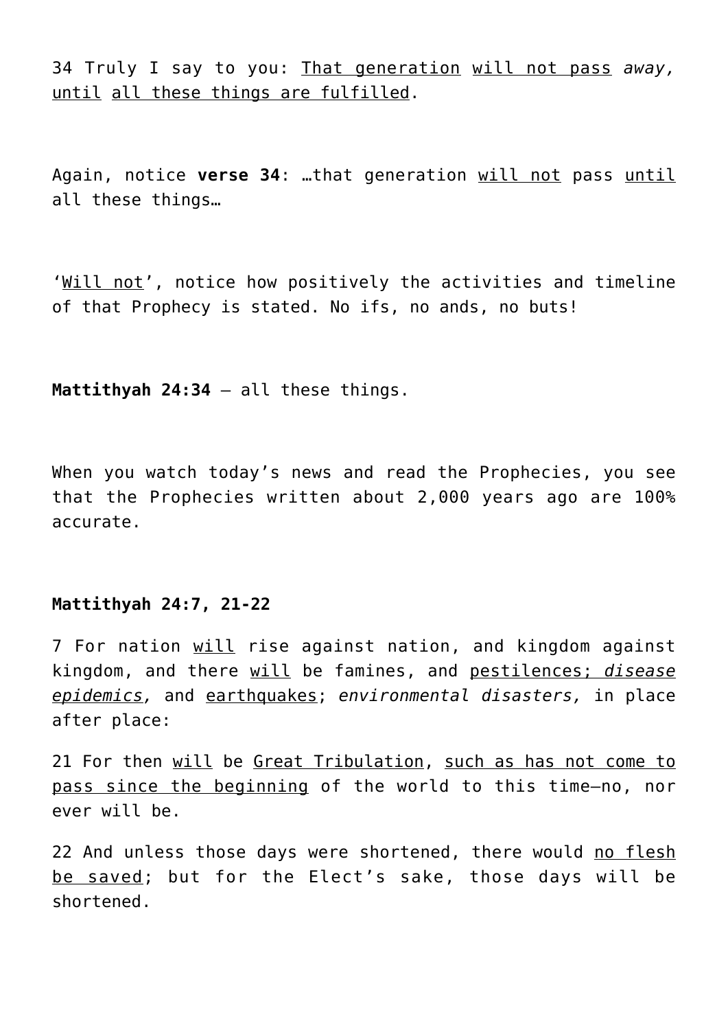34 Truly I say to you: <u>That generation</u> <u>will not pass</u> *away,* <u>until</u> <u>all these things are fulfilled</u>.

Again, notice **verse 34**: …that generation <u>will not</u> pass <u>until</u> all these things…

'<u>Will not</u>', notice how positively the activities and timeline of that Prophecy is stated. No ifs, no ands, no buts!

**Mattithyah 24:34** – all these things.

When you watch today's news and read the Prophecies, you see that the Prophecies written about 2,000 years ago are 100% accurate.

**Mattithyah 24:7, 21-22**

7 For nation <u>will</u> rise against nation, and kingdom against kingdom, and there <u>will</u> be famines, and <u>pestilences; *disease epidemics,*</u> and <u>earthquakes</u>; *environmental disasters,* in place after place:

21 For then <u>will</u> be <u>Great Tribulation</u>, <u>such as has not come to pass since the beginning</u> of the world to this time—no, nor ever will be.

22 And unless those days were shortened, there would <u>no flesh be saved</u>; but for the Elect's sake, those days will be shortened.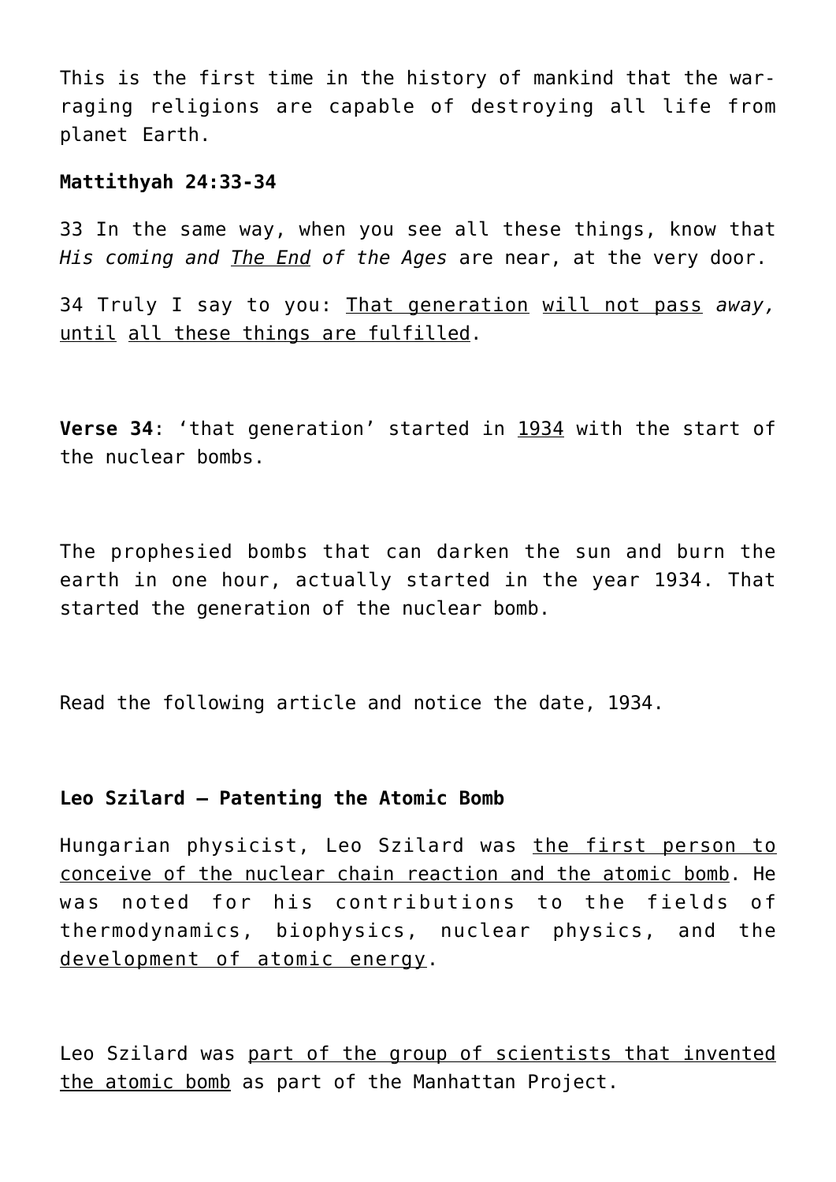This is the first time in the history of mankind that the war-raging religions are capable of destroying all life from planet Earth.

**Mattithyah 24:33-34**

33 In the same way, when you see all these things, know that *His coming and The End of the Ages* are near, at the very door.

34 Truly I say to you: That generation will not pass *away,* until all these things are fulfilled.

**Verse 34**: 'that generation' started in 1934 with the start of the nuclear bombs.

The prophesied bombs that can darken the sun and burn the earth in one hour, actually started in the year 1934. That started the generation of the nuclear bomb.

Read the following article and notice the date, 1934.

**Leo Szilard – Patenting the Atomic Bomb**

Hungarian physicist, Leo Szilard was the first person to conceive of the nuclear chain reaction and the atomic bomb. He was noted for his contributions to the fields of thermodynamics, biophysics, nuclear physics, and the development of atomic energy.

Leo Szilard was part of the group of scientists that invented the atomic bomb as part of the Manhattan Project.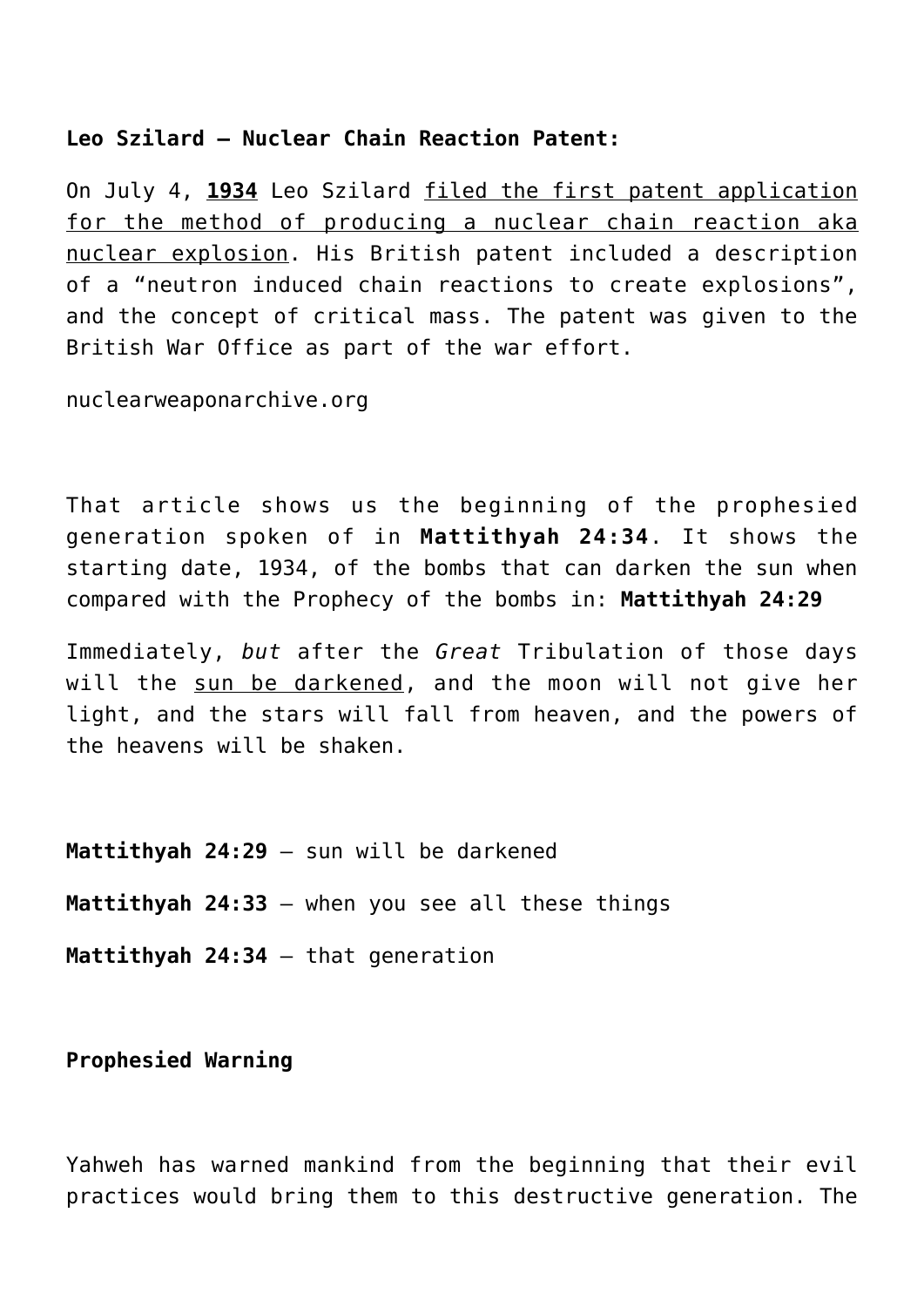**Leo Szilard – Nuclear Chain Reaction Patent:**

On July 4, **1934** Leo Szilard filed the first patent application for the method of producing a nuclear chain reaction aka nuclear explosion. His British patent included a description of a "neutron induced chain reactions to create explosions", and the concept of critical mass. The patent was given to the British War Office as part of the war effort.

nuclearweaponarchive.org

That article shows us the beginning of the prophesied generation spoken of in **Mattithyah 24:34**. It shows the starting date, 1934, of the bombs that can darken the sun when compared with the Prophecy of the bombs in: **Mattithyah 24:29**

Immediately, *but* after the *Great* Tribulation of those days will the sun be darkened, and the moon will not give her light, and the stars will fall from heaven, and the powers of the heavens will be shaken.

**Mattithyah 24:29** – sun will be darkened

**Mattithyah 24:33** – when you see all these things

**Mattithyah 24:34** – that generation

**Prophesied Warning**

Yahweh has warned mankind from the beginning that their evil practices would bring them to this destructive generation. The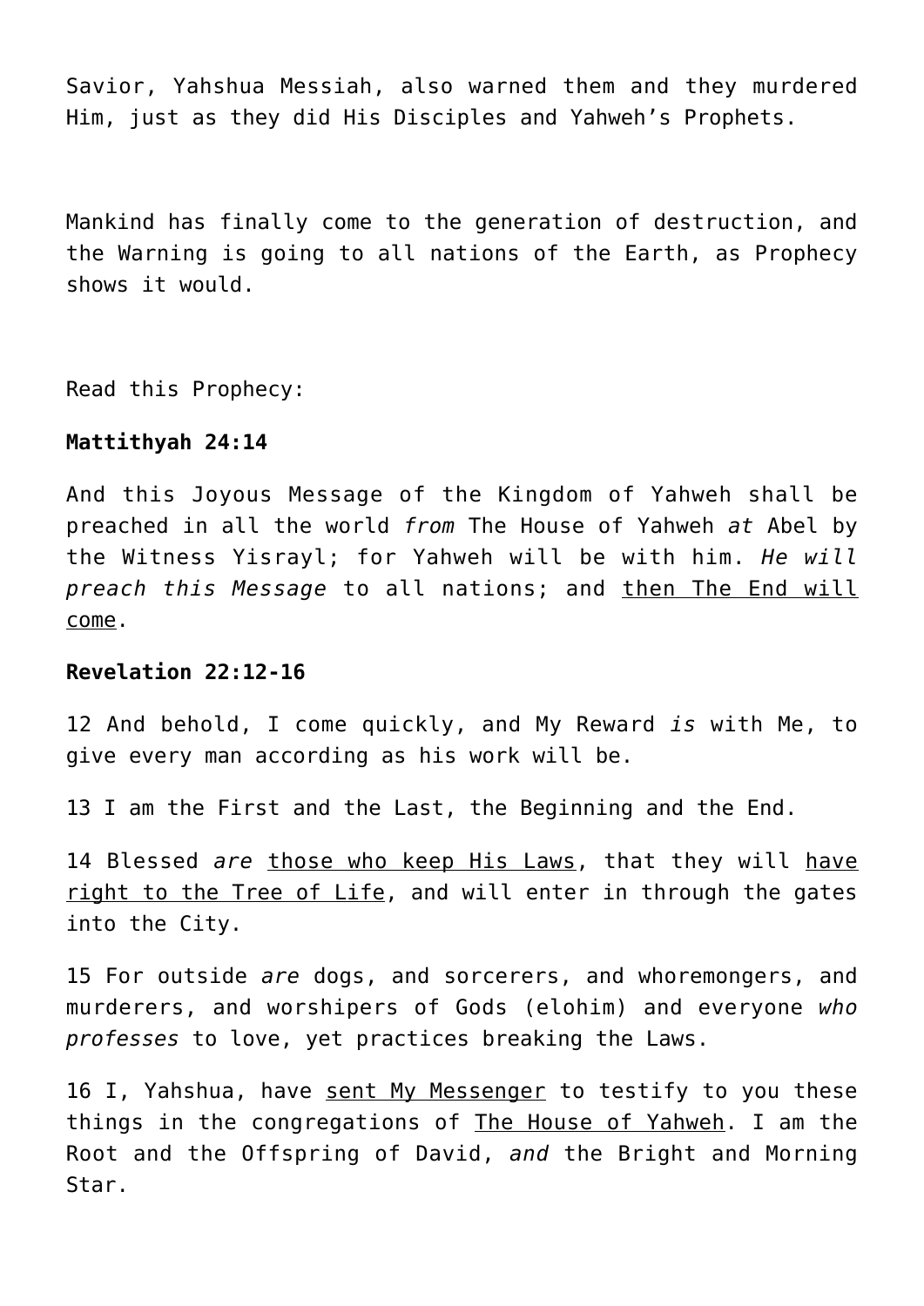Savior, Yahshua Messiah, also warned them and they murdered Him, just as they did His Disciples and Yahweh's Prophets.

Mankind has finally come to the generation of destruction, and the Warning is going to all nations of the Earth, as Prophecy shows it would.

Read this Prophecy:

**Mattithyah 24:14**

And this Joyous Message of the Kingdom of Yahweh shall be preached in all the world *from* The House of Yahweh *at* Abel by the Witness Yisrayl; for Yahweh will be with him. *He will preach this Message* to all nations; and <u>then The End will come</u>.

**Revelation 22:12-16**

12 And behold, I come quickly, and My Reward *is* with Me, to give every man according as his work will be.

13 I am the First and the Last, the Beginning and the End.

14 Blessed *are* <u>those who keep His Laws</u>, that they will <u>have right to the Tree of Life</u>, and will enter in through the gates into the City.

15 For outside *are* dogs, and sorcerers, and whoremongers, and murderers, and worshipers of Gods (elohim) and everyone *who professes* to love, yet practices breaking the Laws.

16 I, Yahshua, have <u>sent My Messenger</u> to testify to you these things in the congregations of <u>The House of Yahweh</u>. I am the Root and the Offspring of David, *and* the Bright and Morning Star.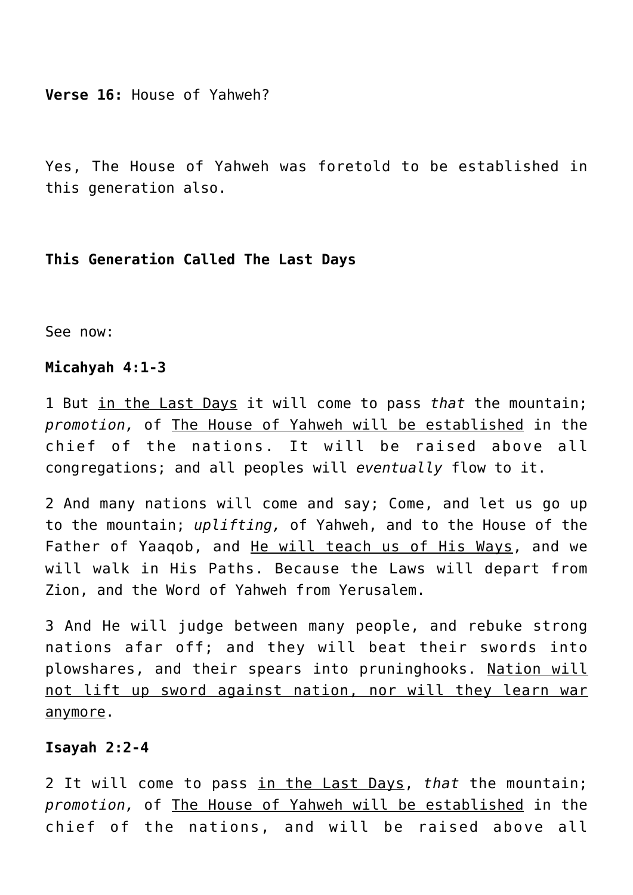**Verse 16:** House of Yahweh?

Yes, The House of Yahweh was foretold to be established in this generation also.

**This Generation Called The Last Days**

See now:

**Micahyah 4:1-3**

1 But <u>in the Last Days</u> it will come to pass *that* the mountain; *promotion,* of <u>The House of Yahweh will be established</u> in the chief of the nations. It will be raised above all congregations; and all peoples will *eventually* flow to it.

2 And many nations will come and say; Come, and let us go up to the mountain; *uplifting,* of Yahweh, and to the House of the Father of Yaaqob, and <u>He will teach us of His Ways</u>, and we will walk in His Paths. Because the Laws will depart from Zion, and the Word of Yahweh from Yerusalem.

3 And He will judge between many people, and rebuke strong nations afar off; and they will beat their swords into plowshares, and their spears into pruninghooks. <u>Nation will not lift up sword against nation, nor will they learn war anymore</u>.

**Isayah 2:2-4**

2 It will come to pass <u>in the Last Days</u>, *that* the mountain; *promotion,* of <u>The House of Yahweh will be established</u> in the chief of the nations, and will be raised above all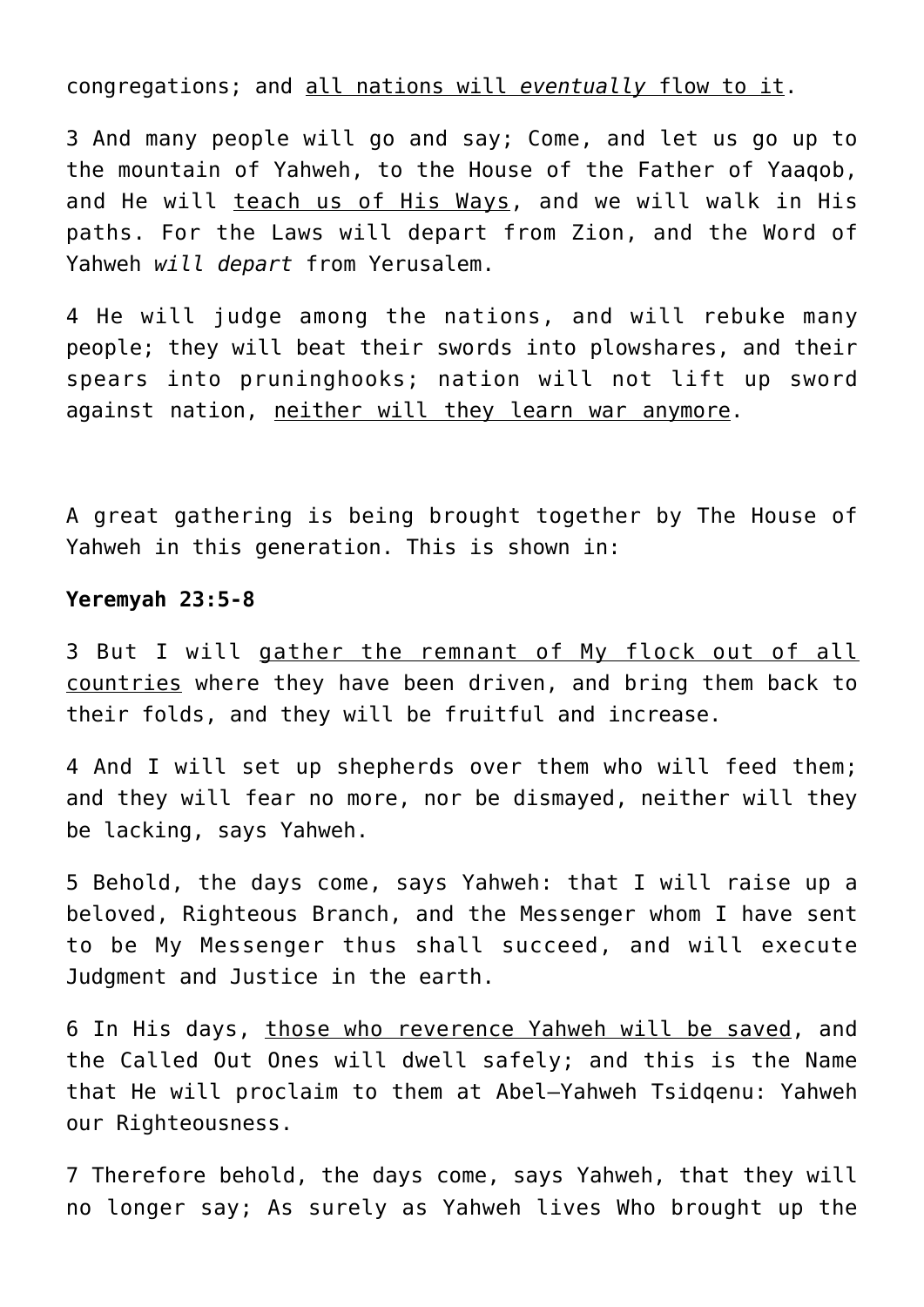congregations; and <u>all nations will *eventually* flow to it</u>.

3 And many people will go and say; Come, and let us go up to the mountain of Yahweh, to the House of the Father of Yaaqob, and He will <u>teach us of His Ways</u>, and we will walk in His paths. For the Laws will depart from Zion, and the Word of Yahweh *will depart* from Yerusalem.

4 He will judge among the nations, and will rebuke many people; they will beat their swords into plowshares, and their spears into pruninghooks; nation will not lift up sword against nation, <u>neither will they learn war anymore</u>.

A great gathering is being brought together by The House of Yahweh in this generation. This is shown in:

**Yeremyah 23:5-8**

3 But I will <u>gather the remnant of My flock out of all countries</u> where they have been driven, and bring them back to their folds, and they will be fruitful and increase.

4 And I will set up shepherds over them who will feed them; and they will fear no more, nor be dismayed, neither will they be lacking, says Yahweh.

5 Behold, the days come, says Yahweh: that I will raise up a beloved, Righteous Branch, and the Messenger whom I have sent to be My Messenger thus shall succeed, and will execute Judgment and Justice in the earth.

6 In His days, <u>those who reverence Yahweh will be saved</u>, and the Called Out Ones will dwell safely; and this is the Name that He will proclaim to them at Abel—Yahweh Tsidqenu: Yahweh our Righteousness.

7 Therefore behold, the days come, says Yahweh, that they will no longer say; As surely as Yahweh lives Who brought up the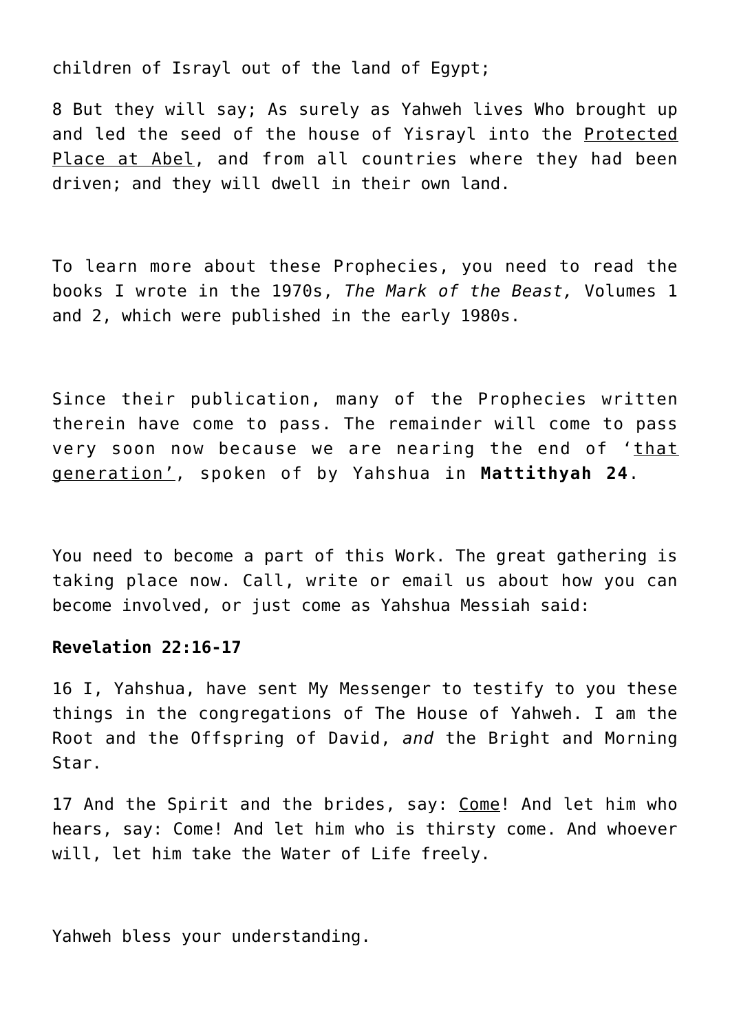children of Israyl out of the land of Egypt;

8 But they will say; As surely as Yahweh lives Who brought up and led the seed of the house of Yisrayl into the <u>Protected Place at Abel</u>, and from all countries where they had been driven; and they will dwell in their own land.

To learn more about these Prophecies, you need to read the books I wrote in the 1970s, *The Mark of the Beast,* Volumes 1 and 2, which were published in the early 1980s.

Since their publication, many of the Prophecies written therein have come to pass. The remainder will come to pass very soon now because we are nearing the end of '<u>that generation'</u>, spoken of by Yahshua in **Mattithyah 24**.

You need to become a part of this Work. The great gathering is taking place now. Call, write or email us about how you can become involved, or just come as Yahshua Messiah said:

**Revelation 22:16-17**

16 I, Yahshua, have sent My Messenger to testify to you these things in the congregations of The House of Yahweh. I am the Root and the Offspring of David, *and* the Bright and Morning Star.

17 And the Spirit and the brides, say: <u>Come</u>! And let him who hears, say: Come! And let him who is thirsty come. And whoever will, let him take the Water of Life freely.

Yahweh bless your understanding.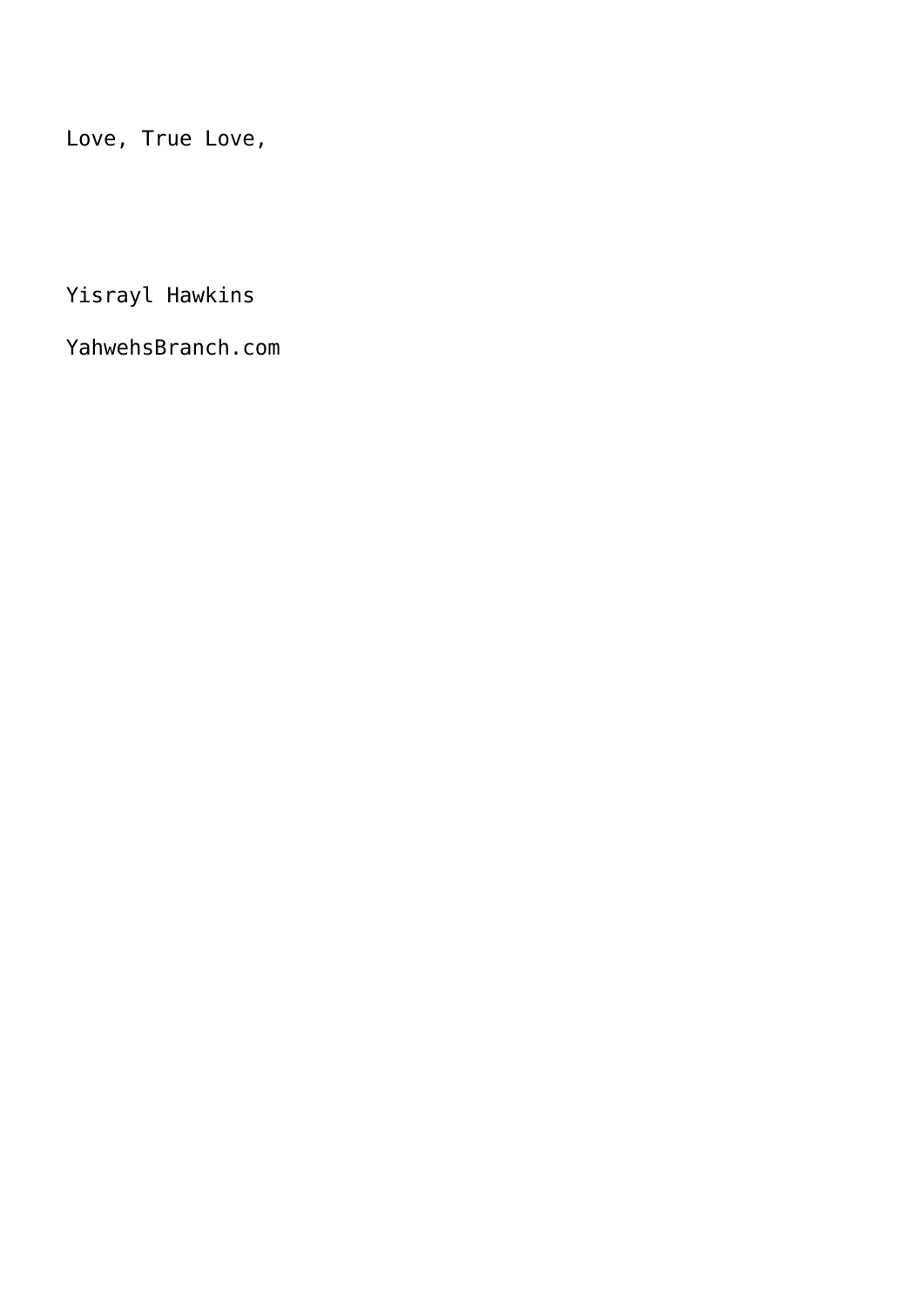Love, True Love,

Yisrayl Hawkins

YahwehsBranch.com